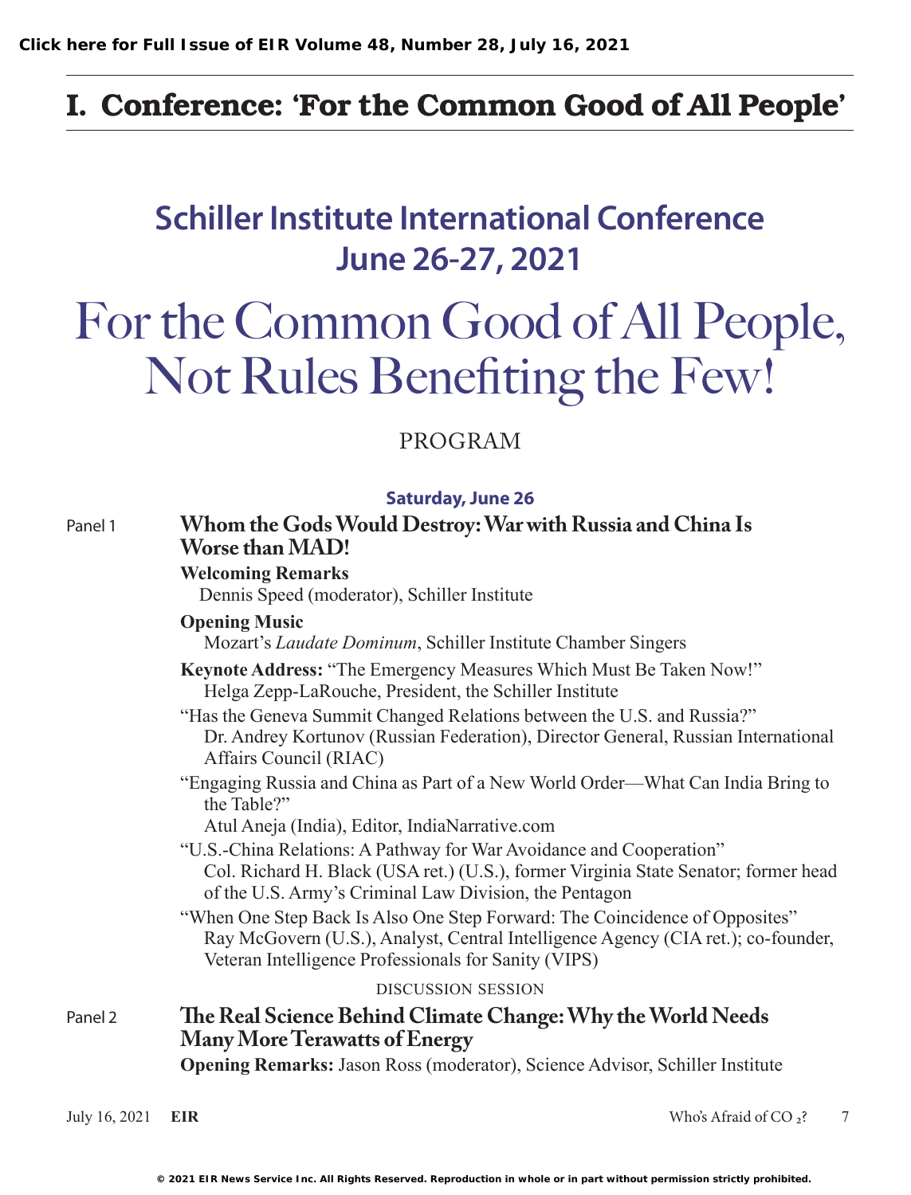# I. Conference: 'For the Common Good of All People'

## Schiller Institute International Conference
## June 26-27, 2021

# For the Common Good of All People, Not Rules Benefiting the Few!

PROGRAM

### Saturday, June 26

Panel 1 **Whom the Gods Would Destroy: War with Russia and China Is Worse than MAD!**

**Welcoming Remarks**
Dennis Speed (moderator), Schiller Institute

**Opening Music**
Mozart's *Laudate Dominum*, Schiller Institute Chamber Singers

**Keynote Address:** "The Emergency Measures Which Must Be Taken Now!"
Helga Zepp-LaRouche, President, the Schiller Institute

"Has the Geneva Summit Changed Relations between the U.S. and Russia?"
Dr. Andrey Kortunov (Russian Federation), Director General, Russian International Affairs Council (RIAC)

"Engaging Russia and China as Part of a New World Order—What Can India Bring to the Table?"
Atul Aneja (India), Editor, IndiaNarrative.com

"U.S.-China Relations: A Pathway for War Avoidance and Cooperation"
Col. Richard H. Black (USA ret.) (U.S.), former Virginia State Senator; former head of the U.S. Army's Criminal Law Division, the Pentagon

"When One Step Back Is Also One Step Forward: The Coincidence of Opposites"
Ray McGovern (U.S.), Analyst, Central Intelligence Agency (CIA ret.); co-founder, Veteran Intelligence Professionals for Sanity (VIPS)

DISCUSSION SESSION

Panel 2 **The Real Science Behind Climate Change: Why the World Needs Many More Terawatts of Energy**

**Opening Remarks:** Jason Ross (moderator), Science Advisor, Schiller Institute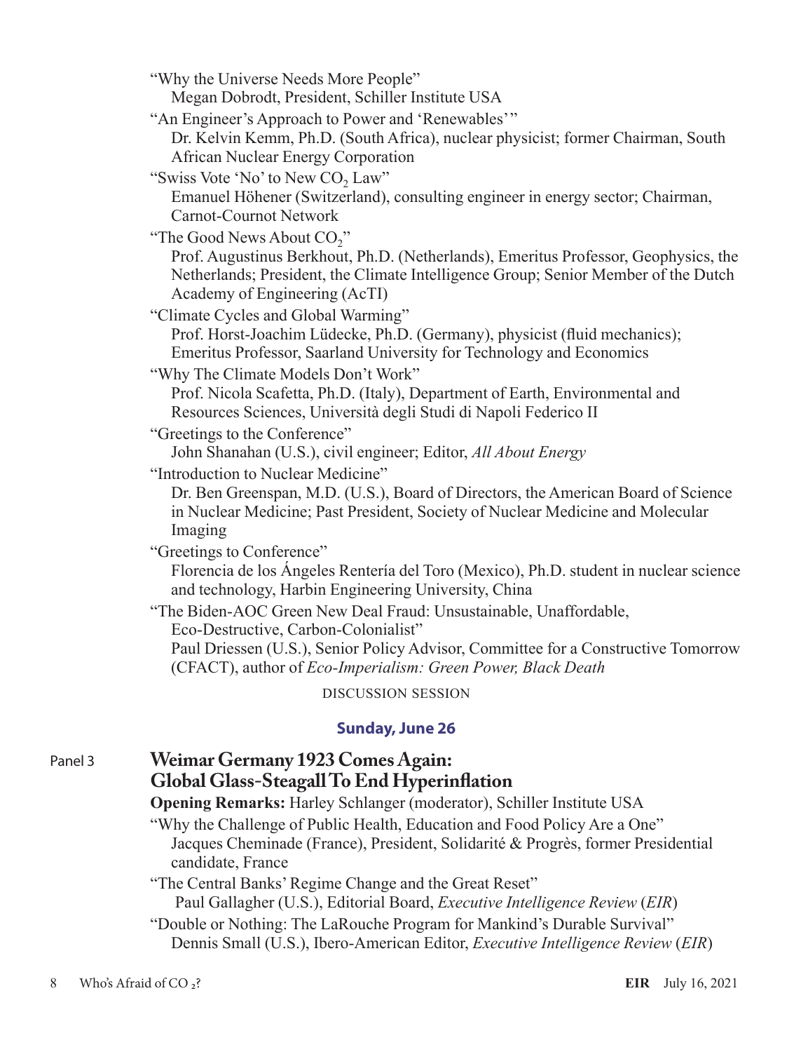"Why the Universe Needs More People"
Megan Dobrodt, President, Schiller Institute USA

"An Engineer's Approach to Power and 'Renewables'"
Dr. Kelvin Kemm, Ph.D. (South Africa), nuclear physicist; former Chairman, South African Nuclear Energy Corporation

"Swiss Vote 'No' to New $CO_2$ Law"
Emanuel Höhener (Switzerland), consulting engineer in energy sector; Chairman, Carnot-Cournot Network

"The Good News About $CO_2$"
Prof. Augustinus Berkhout, Ph.D. (Netherlands), Emeritus Professor, Geophysics, the Netherlands; President, the Climate Intelligence Group; Senior Member of the Dutch Academy of Engineering (AcTI)

"Climate Cycles and Global Warming"
Prof. Horst-Joachim Lüdecke, Ph.D. (Germany), physicist (fluid mechanics); Emeritus Professor, Saarland University for Technology and Economics

"Why The Climate Models Don't Work"
Prof. Nicola Scafetta, Ph.D. (Italy), Department of Earth, Environmental and Resources Sciences, Università degli Studi di Napoli Federico II

"Greetings to the Conference"
John Shanahan (U.S.), civil engineer; Editor, *All About Energy*

"Introduction to Nuclear Medicine"
Dr. Ben Greenspan, M.D. (U.S.), Board of Directors, the American Board of Science in Nuclear Medicine; Past President, Society of Nuclear Medicine and Molecular Imaging

"Greetings to Conference"
Florencia de los Ángeles Rentería del Toro (Mexico), Ph.D. student in nuclear science and technology, Harbin Engineering University, China

"The Biden-AOC Green New Deal Fraud: Unsustainable, Unaffordable, Eco-Destructive, Carbon-Colonialist"
Paul Driessen (U.S.), Senior Policy Advisor, Committee for a Constructive Tomorrow (CFACT), author of *Eco-Imperialism: Green Power, Black Death*

DISCUSSION SESSION

### Sunday, June 26

Panel 3

## Weimar Germany 1923 Comes Again: Global Glass-Steagall To End Hyperinflation

**Opening Remarks:** Harley Schlanger (moderator), Schiller Institute USA

"Why the Challenge of Public Health, Education and Food Policy Are a One"
Jacques Cheminade (France), President, Solidarité & Progrès, former Presidential candidate, France

"The Central Banks' Regime Change and the Great Reset"
Paul Gallagher (U.S.), Editorial Board, *Executive Intelligence Review* (*EIR*)

"Double or Nothing: The LaRouche Program for Mankind's Durable Survival"
Dennis Small (U.S.), Ibero-American Editor, *Executive Intelligence Review* (*EIR*)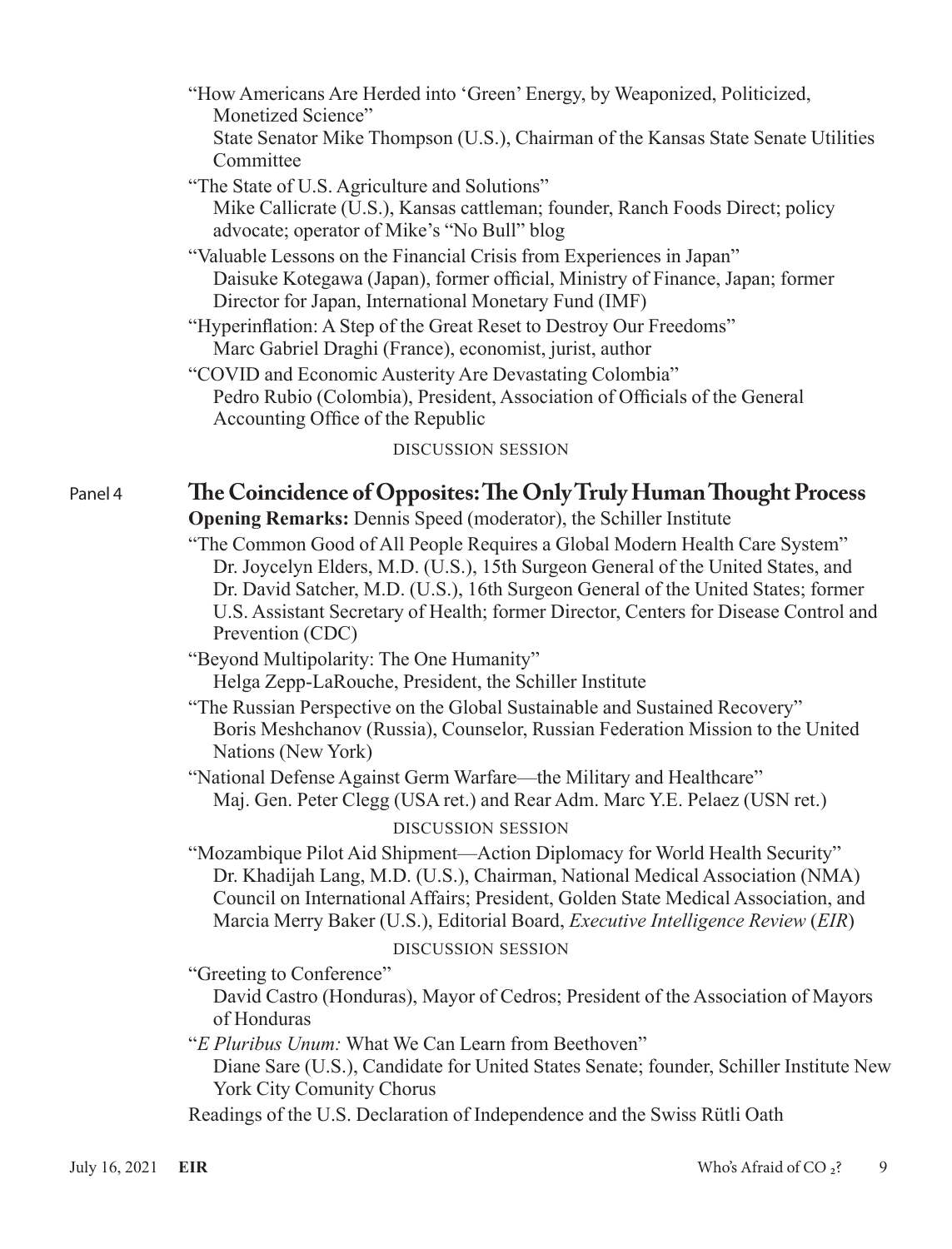“How Americans Are Herded into ‘Green’ Energy, by Weaponized, Politicized, Monetized Science”
State Senator Mike Thompson (U.S.), Chairman of the Kansas State Senate Utilities Committee

“The State of U.S. Agriculture and Solutions”
Mike Callicrate (U.S.), Kansas cattleman; founder, Ranch Foods Direct; policy advocate; operator of Mike’s “No Bull” blog

“Valuable Lessons on the Financial Crisis from Experiences in Japan”
Daisuke Kotegawa (Japan), former official, Ministry of Finance, Japan; former Director for Japan, International Monetary Fund (IMF)

“Hyperinflation: A Step of the Great Reset to Destroy Our Freedoms”
Marc Gabriel Draghi (France), economist, jurist, author

“COVID and Economic Austerity Are Devastating Colombia”
Pedro Rubio (Colombia), President, Association of Officials of the General Accounting Office of the Republic

DISCUSSION SESSION

## Panel 4 — The Coincidence of Opposites: The Only Truly Human Thought Process

**Opening Remarks:** Dennis Speed (moderator), the Schiller Institute

“The Common Good of All People Requires a Global Modern Health Care System”
Dr. Joycelyn Elders, M.D. (U.S.), 15th Surgeon General of the United States, and Dr. David Satcher, M.D. (U.S.), 16th Surgeon General of the United States; former U.S. Assistant Secretary of Health; former Director, Centers for Disease Control and Prevention (CDC)

“Beyond Multipolarity: The One Humanity”
Helga Zepp-LaRouche, President, the Schiller Institute

“The Russian Perspective on the Global Sustainable and Sustained Recovery”
Boris Meshchanov (Russia), Counselor, Russian Federation Mission to the United Nations (New York)

“National Defense Against Germ Warfare—the Military and Healthcare”
Maj. Gen. Peter Clegg (USA ret.) and Rear Adm. Marc Y.E. Pelaez (USN ret.)

DISCUSSION SESSION

“Mozambique Pilot Aid Shipment—Action Diplomacy for World Health Security”
Dr. Khadijah Lang, M.D. (U.S.), Chairman, National Medical Association (NMA) Council on International Affairs; President, Golden State Medical Association, and Marcia Merry Baker (U.S.), Editorial Board, *Executive Intelligence Review* (*EIR*)

DISCUSSION SESSION

“Greeting to Conference”
David Castro (Honduras), Mayor of Cedros; President of the Association of Mayors of Honduras

“*E Pluribus Unum:* What We Can Learn from Beethoven”
Diane Sare (U.S.), Candidate for United States Senate; founder, Schiller Institute New York City Comunity Chorus

Readings of the U.S. Declaration of Independence and the Swiss Rütli Oath